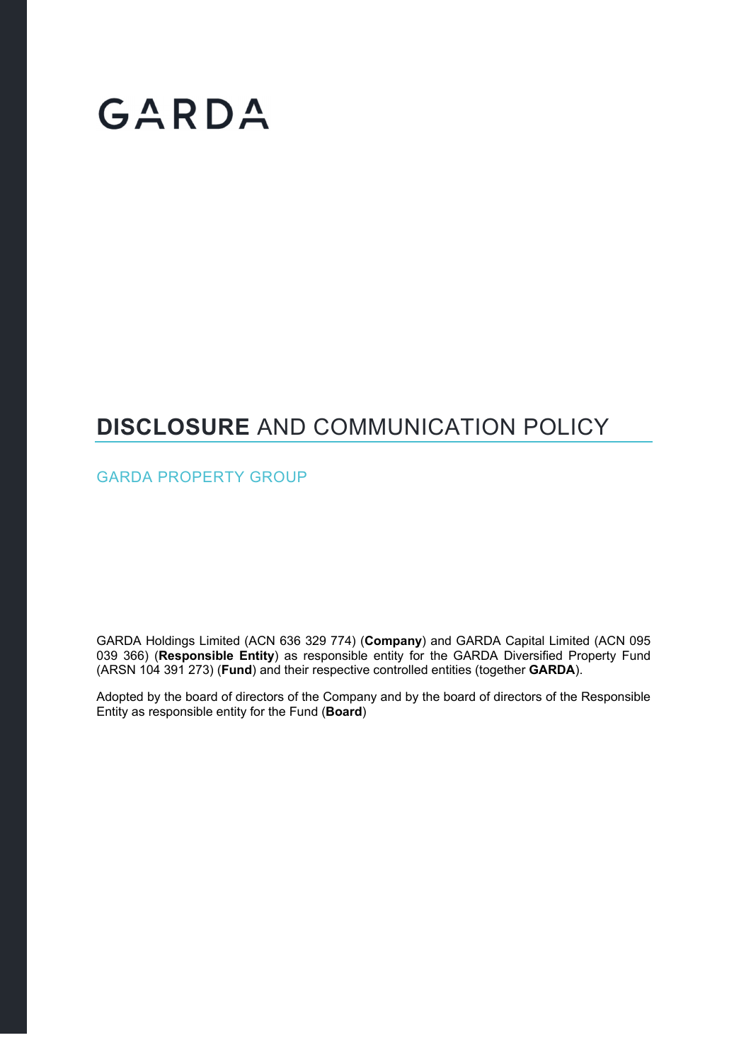# GARDA

# **DISCLOSURE** AND COMMUNICATION POLICY

GARDA PROPERTY GROUP

GARDA Holdings Limited (ACN 636 329 774) (**Company**) and GARDA Capital Limited (ACN 095 039 366) (**Responsible Entity**) as responsible entity for the GARDA Diversified Property Fund (ARSN 104 391 273) (**Fund**) and their respective controlled entities (together **GARDA**).

Adopted by the board of directors of the Company and by the board of directors of the Responsible Entity as responsible entity for the Fund (**Board**)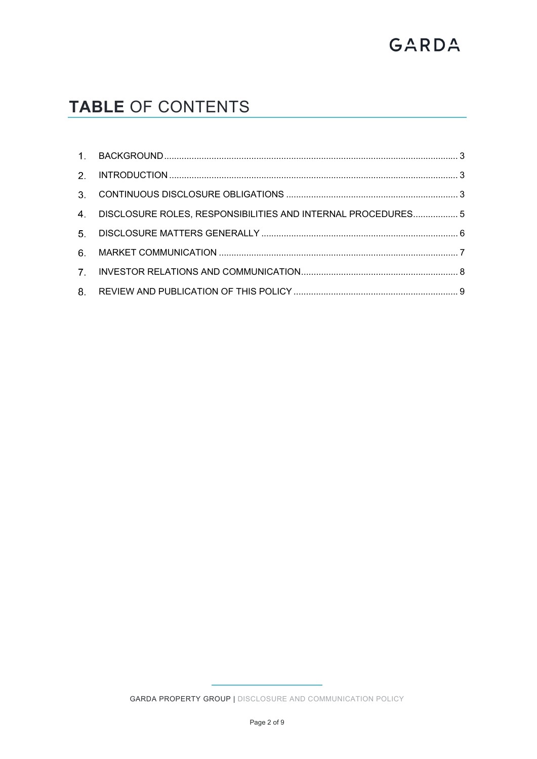# TABLE OF CONTENTS

| | | |
|---|---|---|
| 1. | BACKGROUND | 3 |
| 2. | INTRODUCTION | 3 |
| 3. | CONTINUOUS DISCLOSURE OBLIGATIONS | 3 |
| 4. | DISCLOSURE ROLES, RESPONSIBILITIES AND INTERNAL PROCEDURES | 5 |
| 5. | DISCLOSURE MATTERS GENERALLY | 6 |
| 6. | MARKET COMMUNICATION | 7 |
| 7. | INVESTOR RELATIONS AND COMMUNICATION | 8 |
| 8. | REVIEW AND PUBLICATION OF THIS POLICY | 9 |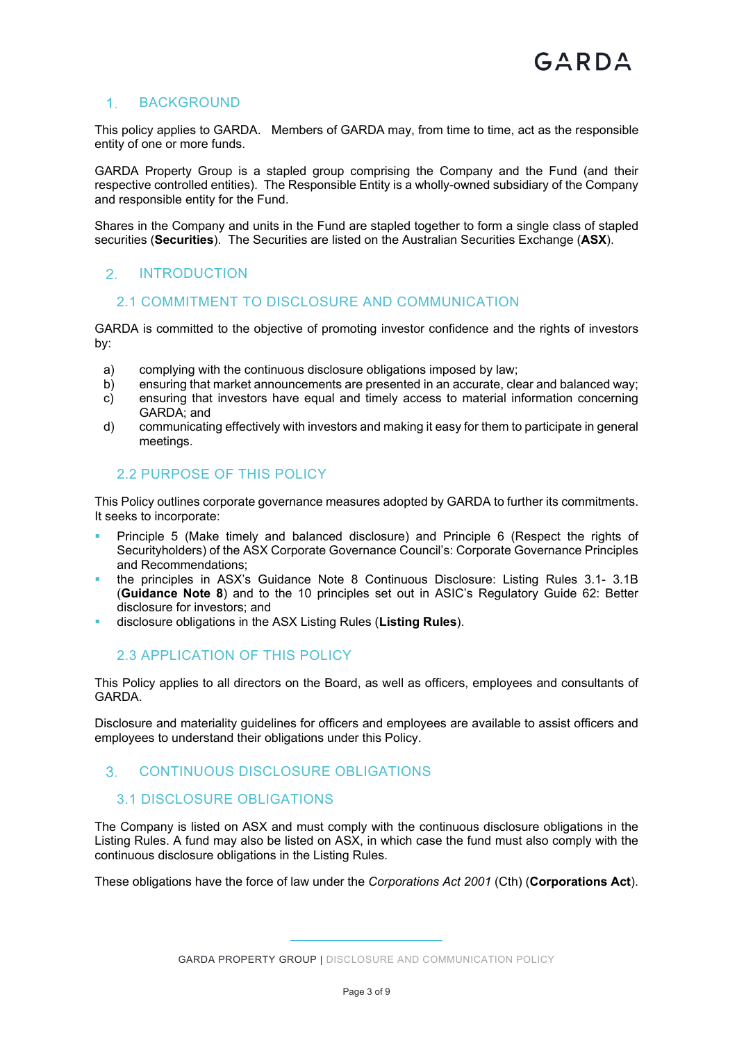## 1. BACKGROUND

This policy applies to GARDA. Members of GARDA may, from time to time, act as the responsible entity of one or more funds.

GARDA Property Group is a stapled group comprising the Company and the Fund (and their respective controlled entities). The Responsible Entity is a wholly-owned subsidiary of the Company and responsible entity for the Fund.

Shares in the Company and units in the Fund are stapled together to form a single class of stapled securities (**Securities**). The Securities are listed on the Australian Securities Exchange (**ASX**).

## 2. INTRODUCTION

### 2.1 COMMITMENT TO DISCLOSURE AND COMMUNICATION

GARDA is committed to the objective of promoting investor confidence and the rights of investors by:

a) complying with the continuous disclosure obligations imposed by law;
b) ensuring that market announcements are presented in an accurate, clear and balanced way;
c) ensuring that investors have equal and timely access to material information concerning GARDA; and
d) communicating effectively with investors and making it easy for them to participate in general meetings.

### 2.2 PURPOSE OF THIS POLICY

This Policy outlines corporate governance measures adopted by GARDA to further its commitments. It seeks to incorporate:

- Principle 5 (Make timely and balanced disclosure) and Principle 6 (Respect the rights of Securityholders) of the ASX Corporate Governance Council's: Corporate Governance Principles and Recommendations;
- the principles in ASX's Guidance Note 8 Continuous Disclosure: Listing Rules 3.1- 3.1B (**Guidance Note 8**) and to the 10 principles set out in ASIC's Regulatory Guide 62: Better disclosure for investors; and
- disclosure obligations in the ASX Listing Rules (**Listing Rules**).

### 2.3 APPLICATION OF THIS POLICY

This Policy applies to all directors on the Board, as well as officers, employees and consultants of GARDA.

Disclosure and materiality guidelines for officers and employees are available to assist officers and employees to understand their obligations under this Policy.

## 3. CONTINUOUS DISCLOSURE OBLIGATIONS

### 3.1 DISCLOSURE OBLIGATIONS

The Company is listed on ASX and must comply with the continuous disclosure obligations in the Listing Rules. A fund may also be listed on ASX, in which case the fund must also comply with the continuous disclosure obligations in the Listing Rules.

These obligations have the force of law under the *Corporations Act 2001* (Cth) (**Corporations Act**).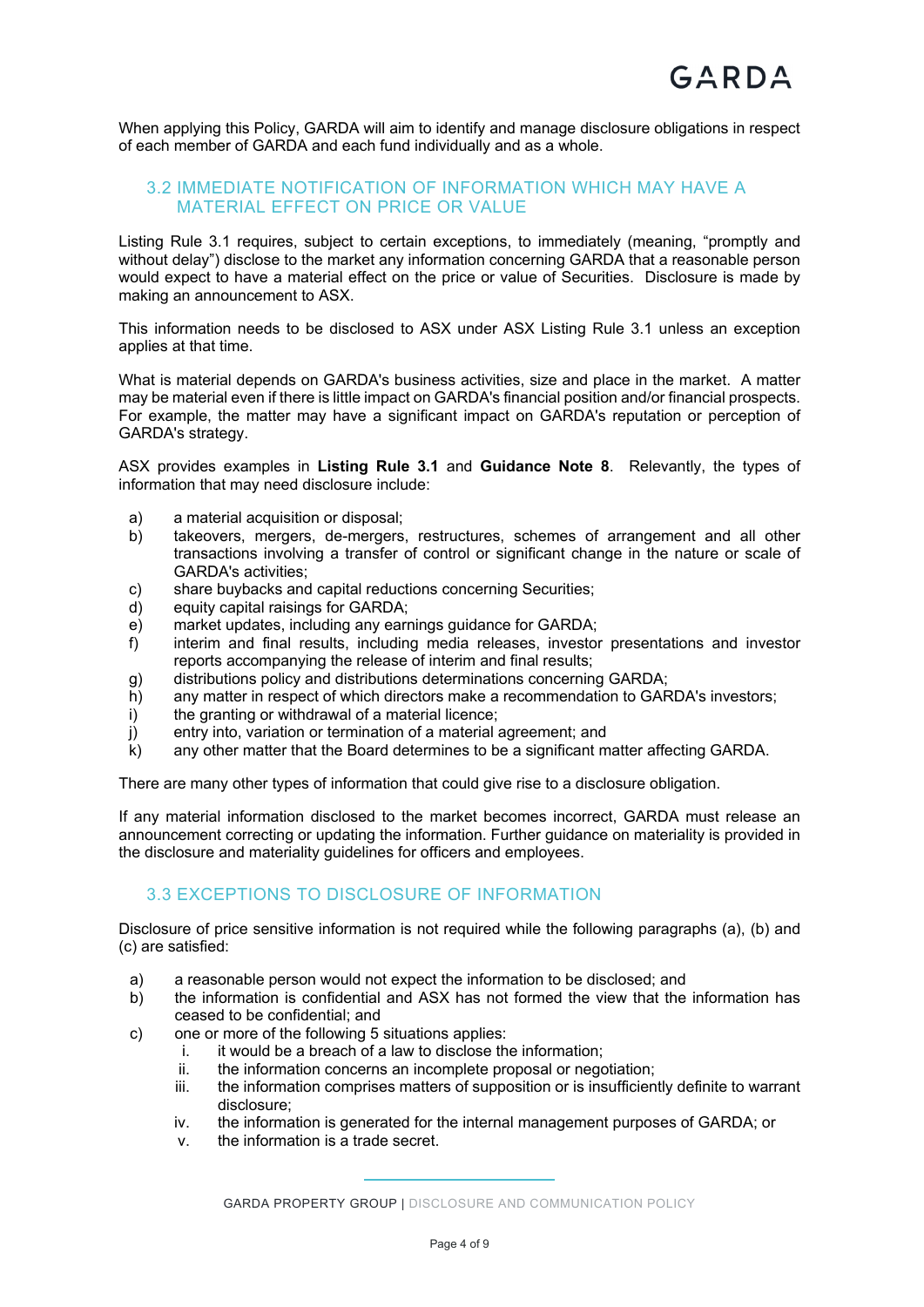When applying this Policy, GARDA will aim to identify and manage disclosure obligations in respect of each member of GARDA and each fund individually and as a whole.

## 3.2 IMMEDIATE NOTIFICATION OF INFORMATION WHICH MAY HAVE A MATERIAL EFFECT ON PRICE OR VALUE

Listing Rule 3.1 requires, subject to certain exceptions, to immediately (meaning, "promptly and without delay") disclose to the market any information concerning GARDA that a reasonable person would expect to have a material effect on the price or value of Securities. Disclosure is made by making an announcement to ASX.

This information needs to be disclosed to ASX under ASX Listing Rule 3.1 unless an exception applies at that time.

What is material depends on GARDA's business activities, size and place in the market. A matter may be material even if there is little impact on GARDA's financial position and/or financial prospects. For example, the matter may have a significant impact on GARDA's reputation or perception of GARDA's strategy.

ASX provides examples in **Listing Rule 3.1** and **Guidance Note 8**. Relevantly, the types of information that may need disclosure include:

a) a material acquisition or disposal;
b) takeovers, mergers, de-mergers, restructures, schemes of arrangement and all other transactions involving a transfer of control or significant change in the nature or scale of GARDA's activities;
c) share buybacks and capital reductions concerning Securities;
d) equity capital raisings for GARDA;
e) market updates, including any earnings guidance for GARDA;
f) interim and final results, including media releases, investor presentations and investor reports accompanying the release of interim and final results;
g) distributions policy and distributions determinations concerning GARDA;
h) any matter in respect of which directors make a recommendation to GARDA's investors;
i) the granting or withdrawal of a material licence;
j) entry into, variation or termination of a material agreement; and
k) any other matter that the Board determines to be a significant matter affecting GARDA.

There are many other types of information that could give rise to a disclosure obligation.

If any material information disclosed to the market becomes incorrect, GARDA must release an announcement correcting or updating the information. Further guidance on materiality is provided in the disclosure and materiality guidelines for officers and employees.

## 3.3 EXCEPTIONS TO DISCLOSURE OF INFORMATION

Disclosure of price sensitive information is not required while the following paragraphs (a), (b) and (c) are satisfied:

a) a reasonable person would not expect the information to be disclosed; and
b) the information is confidential and ASX has not formed the view that the information has ceased to be confidential; and
c) one or more of the following 5 situations applies:
   i. it would be a breach of a law to disclose the information;
   ii. the information concerns an incomplete proposal or negotiation;
   iii. the information comprises matters of supposition or is insufficiently definite to warrant disclosure;
   iv. the information is generated for the internal management purposes of GARDA; or
   v. the information is a trade secret.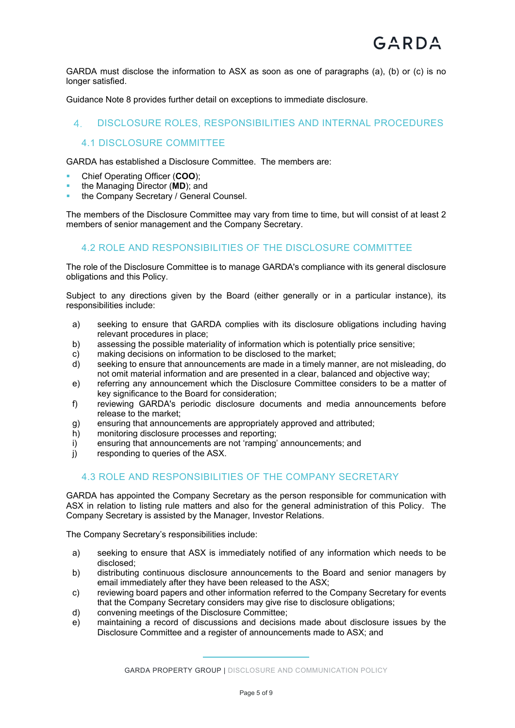GARDA must disclose the information to ASX as soon as one of paragraphs (a), (b) or (c) is no longer satisfied.

Guidance Note 8 provides further detail on exceptions to immediate disclosure.

## 4. DISCLOSURE ROLES, RESPONSIBILITIES AND INTERNAL PROCEDURES

### 4.1 DISCLOSURE COMMITTEE

GARDA has established a Disclosure Committee. The members are:

- Chief Operating Officer (**COO**);
- the Managing Director (**MD**); and
- the Company Secretary / General Counsel.

The members of the Disclosure Committee may vary from time to time, but will consist of at least 2 members of senior management and the Company Secretary.

### 4.2 ROLE AND RESPONSIBILITIES OF THE DISCLOSURE COMMITTEE

The role of the Disclosure Committee is to manage GARDA's compliance with its general disclosure obligations and this Policy.

Subject to any directions given by the Board (either generally or in a particular instance), its responsibilities include:

a) seeking to ensure that GARDA complies with its disclosure obligations including having relevant procedures in place;
b) assessing the possible materiality of information which is potentially price sensitive;
c) making decisions on information to be disclosed to the market;
d) seeking to ensure that announcements are made in a timely manner, are not misleading, do not omit material information and are presented in a clear, balanced and objective way;
e) referring any announcement which the Disclosure Committee considers to be a matter of key significance to the Board for consideration;
f) reviewing GARDA's periodic disclosure documents and media announcements before release to the market;
g) ensuring that announcements are appropriately approved and attributed;
h) monitoring disclosure processes and reporting;
i) ensuring that announcements are not 'ramping' announcements; and
j) responding to queries of the ASX.

### 4.3 ROLE AND RESPONSIBILITIES OF THE COMPANY SECRETARY

GARDA has appointed the Company Secretary as the person responsible for communication with ASX in relation to listing rule matters and also for the general administration of this Policy. The Company Secretary is assisted by the Manager, Investor Relations.

The Company Secretary's responsibilities include:

a) seeking to ensure that ASX is immediately notified of any information which needs to be disclosed;
b) distributing continuous disclosure announcements to the Board and senior managers by email immediately after they have been released to the ASX;
c) reviewing board papers and other information referred to the Company Secretary for events that the Company Secretary considers may give rise to disclosure obligations;
d) convening meetings of the Disclosure Committee;
e) maintaining a record of discussions and decisions made about disclosure issues by the Disclosure Committee and a register of announcements made to ASX; and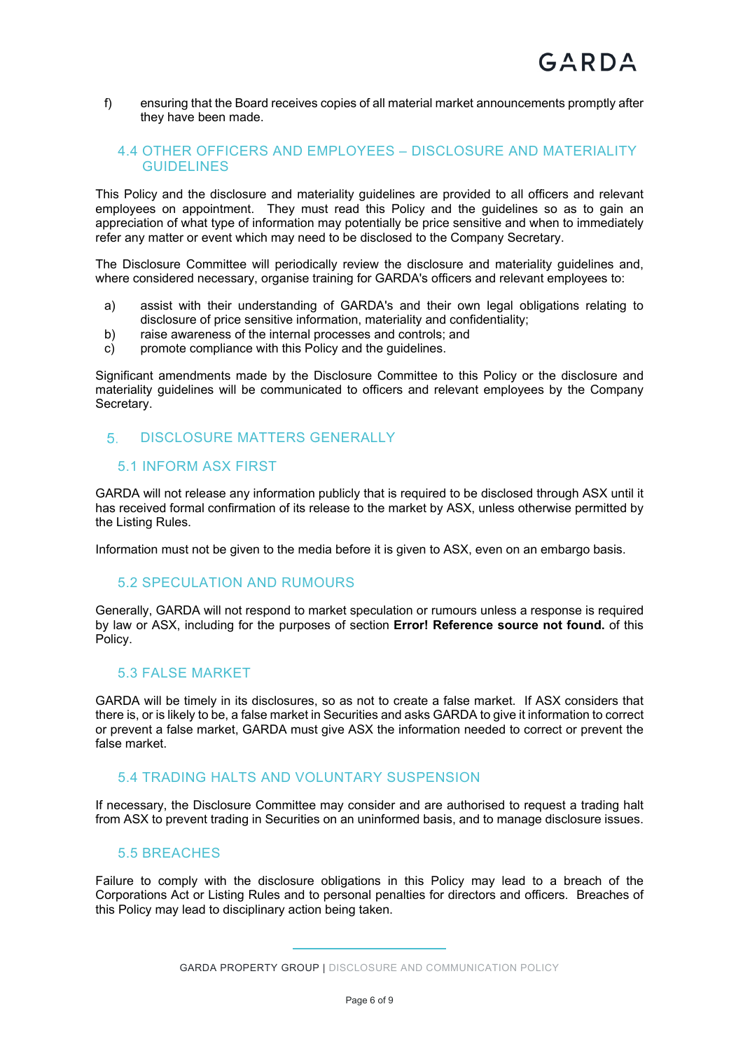f) ensuring that the Board receives copies of all material market announcements promptly after they have been made.

### 4.4 OTHER OFFICERS AND EMPLOYEES – DISCLOSURE AND MATERIALITY GUIDELINES

This Policy and the disclosure and materiality guidelines are provided to all officers and relevant employees on appointment. They must read this Policy and the guidelines so as to gain an appreciation of what type of information may potentially be price sensitive and when to immediately refer any matter or event which may need to be disclosed to the Company Secretary.

The Disclosure Committee will periodically review the disclosure and materiality guidelines and, where considered necessary, organise training for GARDA's officers and relevant employees to:

a) assist with their understanding of GARDA's and their own legal obligations relating to disclosure of price sensitive information, materiality and confidentiality;
b) raise awareness of the internal processes and controls; and
c) promote compliance with this Policy and the guidelines.

Significant amendments made by the Disclosure Committee to this Policy or the disclosure and materiality guidelines will be communicated to officers and relevant employees by the Company Secretary.

## 5. DISCLOSURE MATTERS GENERALLY

### 5.1 INFORM ASX FIRST

GARDA will not release any information publicly that is required to be disclosed through ASX until it has received formal confirmation of its release to the market by ASX, unless otherwise permitted by the Listing Rules.

Information must not be given to the media before it is given to ASX, even on an embargo basis.

### 5.2 SPECULATION AND RUMOURS

Generally, GARDA will not respond to market speculation or rumours unless a response is required by law or ASX, including for the purposes of section **Error! Reference source not found.** of this Policy.

### 5.3 FALSE MARKET

GARDA will be timely in its disclosures, so as not to create a false market. If ASX considers that there is, or is likely to be, a false market in Securities and asks GARDA to give it information to correct or prevent a false market, GARDA must give ASX the information needed to correct or prevent the false market.

### 5.4 TRADING HALTS AND VOLUNTARY SUSPENSION

If necessary, the Disclosure Committee may consider and are authorised to request a trading halt from ASX to prevent trading in Securities on an uninformed basis, and to manage disclosure issues.

### 5.5 BREACHES

Failure to comply with the disclosure obligations in this Policy may lead to a breach of the Corporations Act or Listing Rules and to personal penalties for directors and officers. Breaches of this Policy may lead to disciplinary action being taken.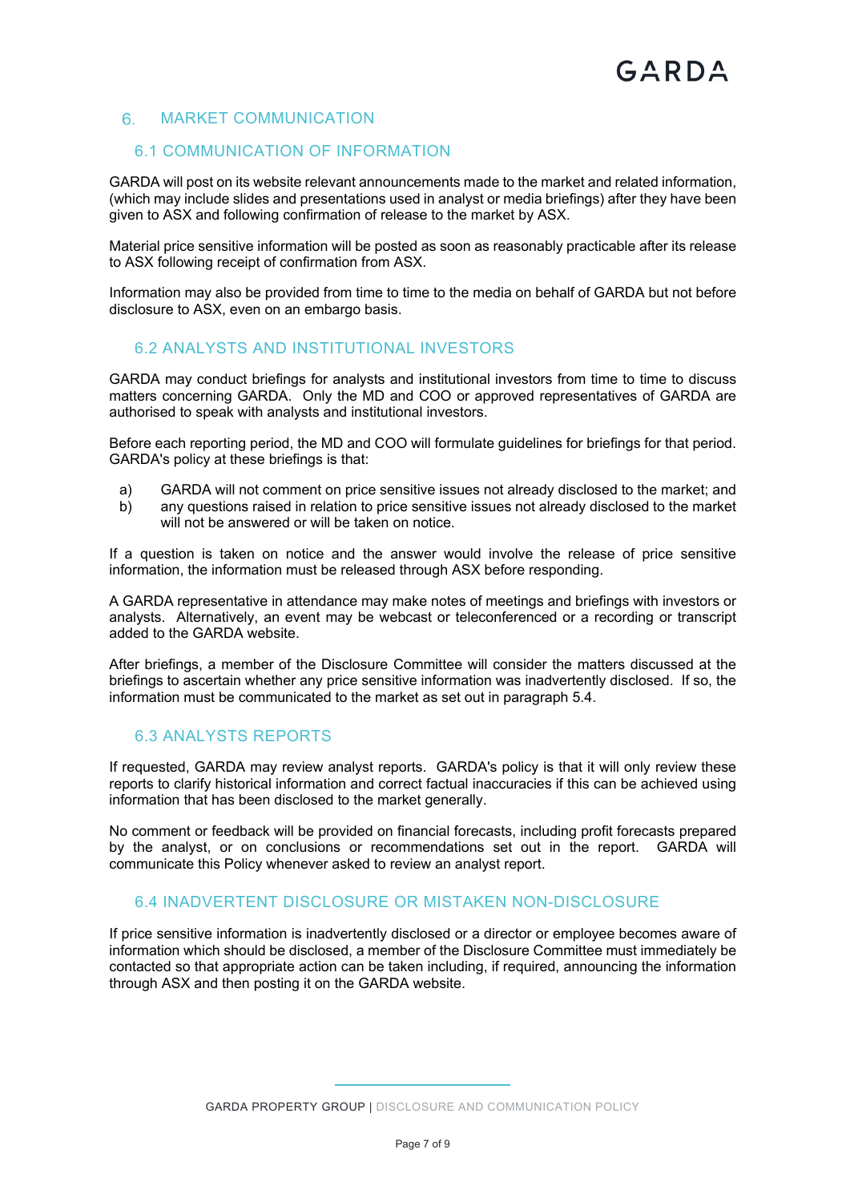# 6. MARKET COMMUNICATION

## 6.1 COMMUNICATION OF INFORMATION

GARDA will post on its website relevant announcements made to the market and related information, (which may include slides and presentations used in analyst or media briefings) after they have been given to ASX and following confirmation of release to the market by ASX.

Material price sensitive information will be posted as soon as reasonably practicable after its release to ASX following receipt of confirmation from ASX.

Information may also be provided from time to time to the media on behalf of GARDA but not before disclosure to ASX, even on an embargo basis.

## 6.2 ANALYSTS AND INSTITUTIONAL INVESTORS

GARDA may conduct briefings for analysts and institutional investors from time to time to discuss matters concerning GARDA. Only the MD and COO or approved representatives of GARDA are authorised to speak with analysts and institutional investors.

Before each reporting period, the MD and COO will formulate guidelines for briefings for that period. GARDA's policy at these briefings is that:

a) GARDA will not comment on price sensitive issues not already disclosed to the market; and
b) any questions raised in relation to price sensitive issues not already disclosed to the market will not be answered or will be taken on notice.

If a question is taken on notice and the answer would involve the release of price sensitive information, the information must be released through ASX before responding.

A GARDA representative in attendance may make notes of meetings and briefings with investors or analysts. Alternatively, an event may be webcast or teleconferenced or a recording or transcript added to the GARDA website.

After briefings, a member of the Disclosure Committee will consider the matters discussed at the briefings to ascertain whether any price sensitive information was inadvertently disclosed. If so, the information must be communicated to the market as set out in paragraph 5.4.

## 6.3 ANALYSTS REPORTS

If requested, GARDA may review analyst reports. GARDA's policy is that it will only review these reports to clarify historical information and correct factual inaccuracies if this can be achieved using information that has been disclosed to the market generally.

No comment or feedback will be provided on financial forecasts, including profit forecasts prepared by the analyst, or on conclusions or recommendations set out in the report. GARDA will communicate this Policy whenever asked to review an analyst report.

## 6.4 INADVERTENT DISCLOSURE OR MISTAKEN NON-DISCLOSURE

If price sensitive information is inadvertently disclosed or a director or employee becomes aware of information which should be disclosed, a member of the Disclosure Committee must immediately be contacted so that appropriate action can be taken including, if required, announcing the information through ASX and then posting it on the GARDA website.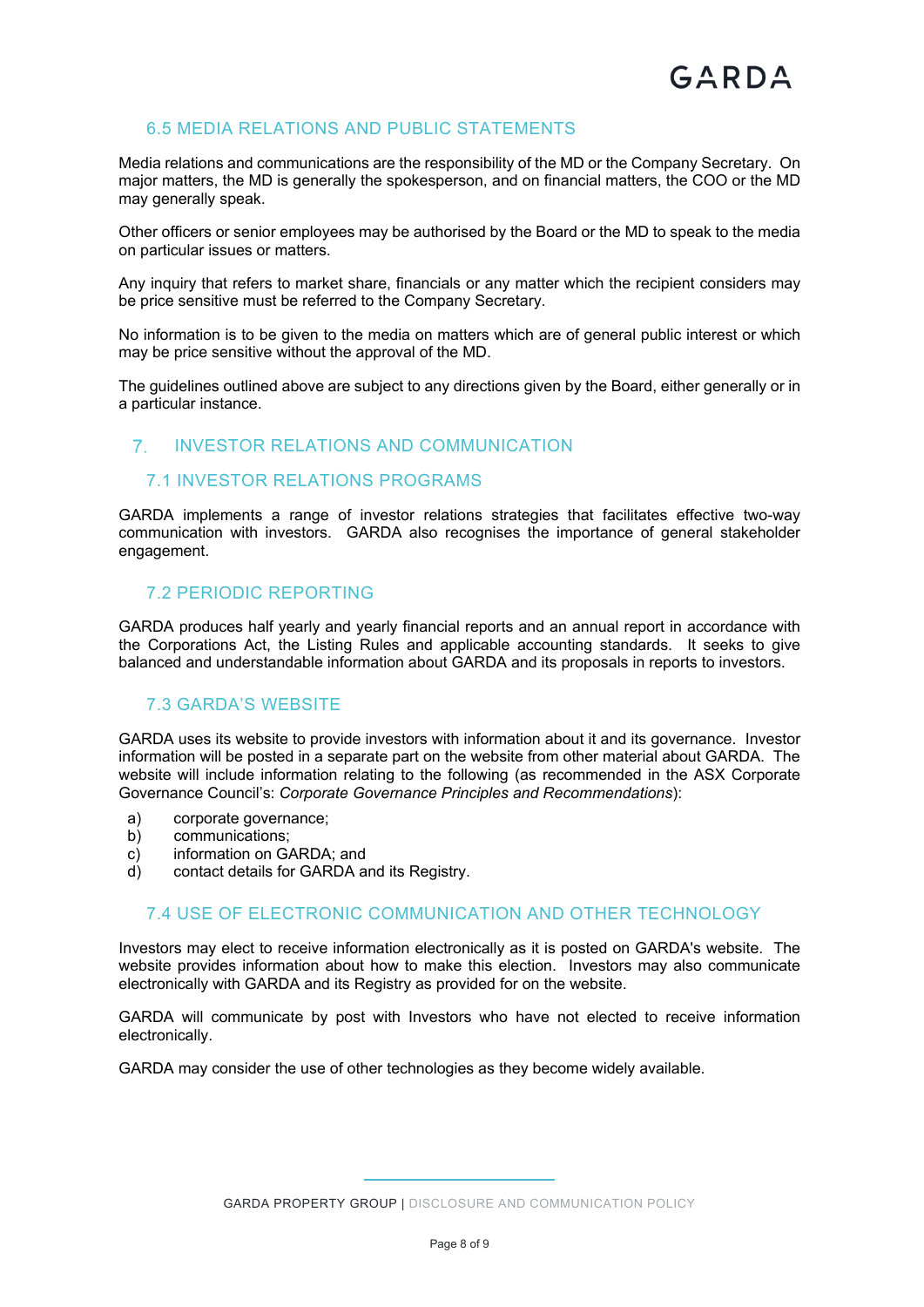### 6.5 MEDIA RELATIONS AND PUBLIC STATEMENTS

Media relations and communications are the responsibility of the MD or the Company Secretary. On major matters, the MD is generally the spokesperson, and on financial matters, the COO or the MD may generally speak.

Other officers or senior employees may be authorised by the Board or the MD to speak to the media on particular issues or matters.

Any inquiry that refers to market share, financials or any matter which the recipient considers may be price sensitive must be referred to the Company Secretary.

No information is to be given to the media on matters which are of general public interest or which may be price sensitive without the approval of the MD.

The guidelines outlined above are subject to any directions given by the Board, either generally or in a particular instance.

## 7. INVESTOR RELATIONS AND COMMUNICATION

### 7.1 INVESTOR RELATIONS PROGRAMS

GARDA implements a range of investor relations strategies that facilitates effective two-way communication with investors. GARDA also recognises the importance of general stakeholder engagement.

### 7.2 PERIODIC REPORTING

GARDA produces half yearly and yearly financial reports and an annual report in accordance with the Corporations Act, the Listing Rules and applicable accounting standards. It seeks to give balanced and understandable information about GARDA and its proposals in reports to investors.

### 7.3 GARDA'S WEBSITE

GARDA uses its website to provide investors with information about it and its governance. Investor information will be posted in a separate part on the website from other material about GARDA. The website will include information relating to the following (as recommended in the ASX Corporate Governance Council's: *Corporate Governance Principles and Recommendations*):

a) corporate governance;
b) communications;
c) information on GARDA; and
d) contact details for GARDA and its Registry.

### 7.4 USE OF ELECTRONIC COMMUNICATION AND OTHER TECHNOLOGY

Investors may elect to receive information electronically as it is posted on GARDA's website. The website provides information about how to make this election. Investors may also communicate electronically with GARDA and its Registry as provided for on the website.

GARDA will communicate by post with Investors who have not elected to receive information electronically.

GARDA may consider the use of other technologies as they become widely available.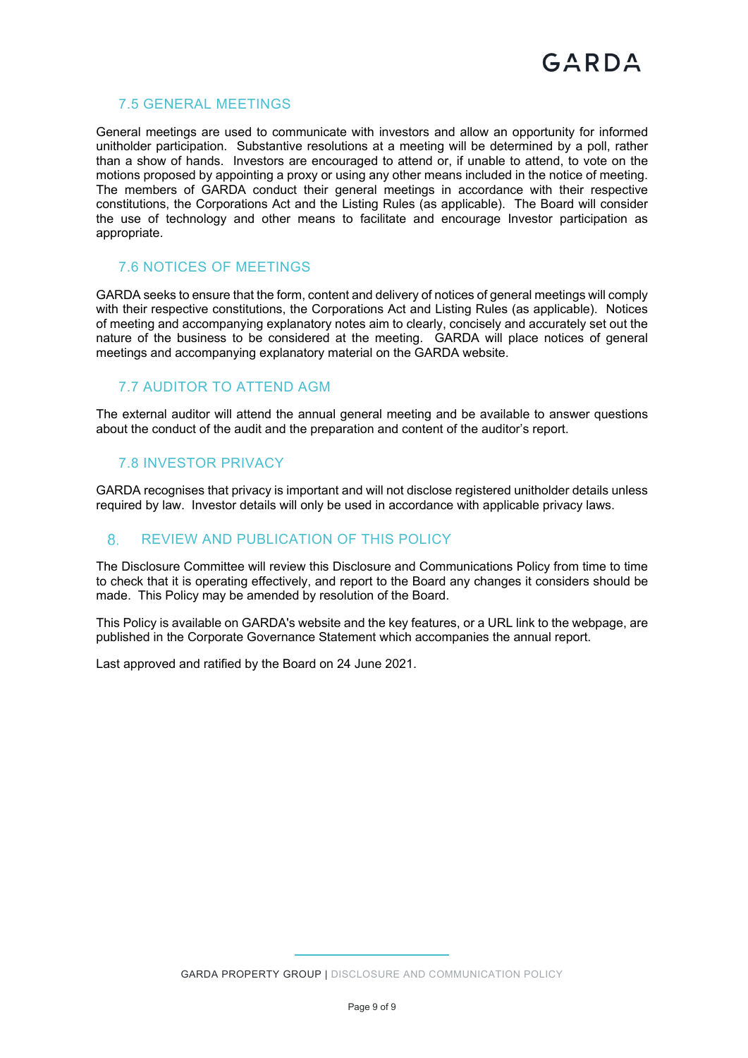### 7.5 GENERAL MEETINGS

General meetings are used to communicate with investors and allow an opportunity for informed unitholder participation. Substantive resolutions at a meeting will be determined by a poll, rather than a show of hands. Investors are encouraged to attend or, if unable to attend, to vote on the motions proposed by appointing a proxy or using any other means included in the notice of meeting. The members of GARDA conduct their general meetings in accordance with their respective constitutions, the Corporations Act and the Listing Rules (as applicable). The Board will consider the use of technology and other means to facilitate and encourage Investor participation as appropriate.

### 7.6 NOTICES OF MEETINGS

GARDA seeks to ensure that the form, content and delivery of notices of general meetings will comply with their respective constitutions, the Corporations Act and Listing Rules (as applicable). Notices of meeting and accompanying explanatory notes aim to clearly, concisely and accurately set out the nature of the business to be considered at the meeting. GARDA will place notices of general meetings and accompanying explanatory material on the GARDA website.

### 7.7 AUDITOR TO ATTEND AGM

The external auditor will attend the annual general meeting and be available to answer questions about the conduct of the audit and the preparation and content of the auditor's report.

### 7.8 INVESTOR PRIVACY

GARDA recognises that privacy is important and will not disclose registered unitholder details unless required by law. Investor details will only be used in accordance with applicable privacy laws.

## 8. REVIEW AND PUBLICATION OF THIS POLICY

The Disclosure Committee will review this Disclosure and Communications Policy from time to time to check that it is operating effectively, and report to the Board any changes it considers should be made. This Policy may be amended by resolution of the Board.

This Policy is available on GARDA's website and the key features, or a URL link to the webpage, are published in the Corporate Governance Statement which accompanies the annual report.

Last approved and ratified by the Board on 24 June 2021.